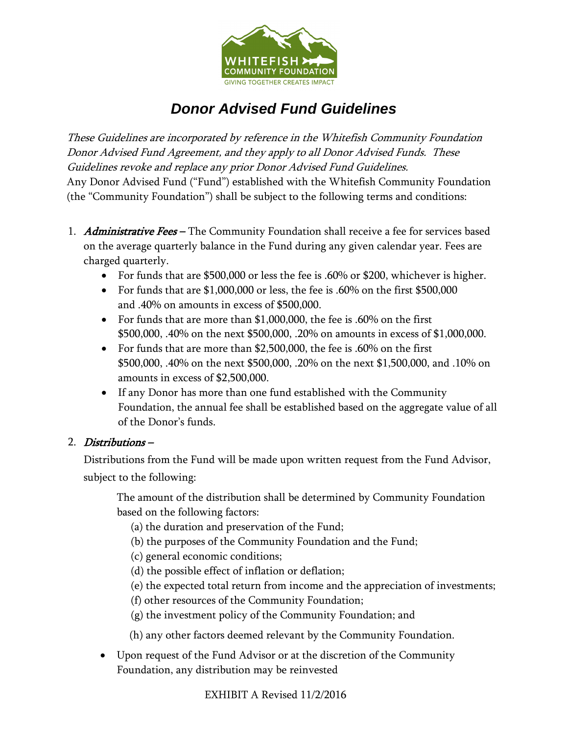WHITEFISH COMMUNITY FOUNDATION

GIVING TOGETHER CREATES IMPACT

# *Donor Advised Fund Guidelines*

*These Guidelines are incorporated by reference in the Whitefish Community Foundation Donor Advised Fund Agreement, and they apply to all Donor Advised Funds. These Guidelines revoke and replace any prior Donor Advised Fund Guidelines.*

Any Donor Advised Fund ("Fund") established with the Whitefish Community Foundation (the "Community Foundation") shall be subject to the following terms and conditions:

1. ***Administrative Fees*** – The Community Foundation shall receive a fee for services based on the average quarterly balance in the Fund during any given calendar year. Fees are charged quarterly.
   - For funds that are $500,000 or less the fee is .60% or $200, whichever is higher.
   - For funds that are $1,000,000 or less, the fee is .60% on the first $500,000 and .40% on amounts in excess of $500,000.
   - For funds that are more than $1,000,000, the fee is .60% on the first $500,000, .40% on the next $500,000, .20% on amounts in excess of $1,000,000.
   - For funds that are more than $2,500,000, the fee is .60% on the first $500,000, .40% on the next $500,000, .20% on the next $1,500,000, and .10% on amounts in excess of $2,500,000.
   - If any Donor has more than one fund established with the Community Foundation, the annual fee shall be established based on the aggregate value of all of the Donor's funds.

2. ***Distributions*** –

   Distributions from the Fund will be made upon written request from the Fund Advisor, subject to the following:

   The amount of the distribution shall be determined by Community Foundation based on the following factors:

   (a) the duration and preservation of the Fund;
   (b) the purposes of the Community Foundation and the Fund;
   (c) general economic conditions;
   (d) the possible effect of inflation or deflation;
   (e) the expected total return from income and the appreciation of investments;
   (f) other resources of the Community Foundation;
   (g) the investment policy of the Community Foundation; and
   (h) any other factors deemed relevant by the Community Foundation.

   - Upon request of the Fund Advisor or at the discretion of the Community Foundation, any distribution may be reinvested

EXHIBIT A Revised 11/2/2016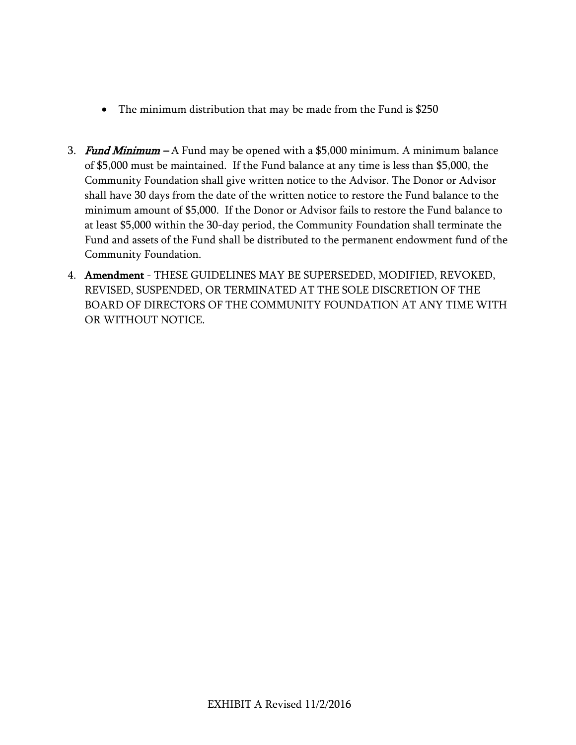- The minimum distribution that may be made from the Fund is $250

3. ***Fund Minimum*** – A Fund may be opened with a $5,000 minimum. A minimum balance of $5,000 must be maintained. If the Fund balance at any time is less than $5,000, the Community Foundation shall give written notice to the Advisor. The Donor or Advisor shall have 30 days from the date of the written notice to restore the Fund balance to the minimum amount of $5,000. If the Donor or Advisor fails to restore the Fund balance to at least $5,000 within the 30-day period, the Community Foundation shall terminate the Fund and assets of the Fund shall be distributed to the permanent endowment fund of the Community Foundation.
4. **Amendment** - THESE GUIDELINES MAY BE SUPERSEDED, MODIFIED, REVOKED, REVISED, SUSPENDED, OR TERMINATED AT THE SOLE DISCRETION OF THE BOARD OF DIRECTORS OF THE COMMUNITY FOUNDATION AT ANY TIME WITH OR WITHOUT NOTICE.

EXHIBIT A Revised 11/2/2016